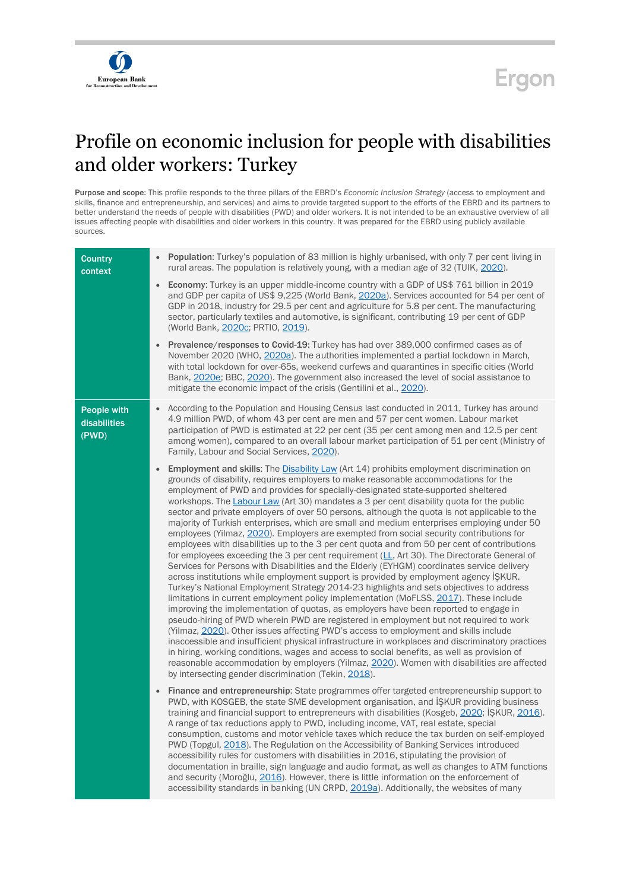# Profile on economic inclusion for people with disabilities and older workers: Turkey

**Purpose and scope:** This profile responds to the three pillars of the EBRD's *Economic Inclusion Strategy* (access to employment and skills, finance and entrepreneurship, and services) and aims to provide targeted support to the efforts of the EBRD and its partners to better understand the needs of people with disabilities (PWD) and older workers. It is not intended to be an exhaustive overview of all issues affecting people with disabilities and older workers in this country. It was prepared for the EBRD using publicly available sources.

## Country context

- **Population**: Turkey's population of 83 million is highly urbanised, with only 7 per cent living in rural areas. The population is relatively young, with a median age of 32 (TUIK, 2020).
- **Economy**: Turkey is an upper middle-income country with a GDP of US$ 761 billion in 2019 and GDP per capita of US$ 9,225 (World Bank, 2020a). Services accounted for 54 per cent of GDP in 2018, industry for 29.5 per cent and agriculture for 5.8 per cent. The manufacturing sector, particularly textiles and automotive, is significant, contributing 19 per cent of GDP (World Bank, 2020c; PRTIO, 2019).
- **Prevalence/responses to Covid-19**: Turkey has had over 389,000 confirmed cases as of November 2020 (WHO, 2020a). The authorities implemented a partial lockdown in March, with total lockdown for over-65s, weekend curfews and quarantines in specific cities (World Bank, 2020e; BBC, 2020). The government also increased the level of social assistance to mitigate the economic impact of the crisis (Gentilini et al., 2020).

## People with disabilities (PWD)

- According to the Population and Housing Census last conducted in 2011, Turkey has around 4.9 million PWD, of whom 43 per cent are men and 57 per cent women. Labour market participation of PWD is estimated at 22 per cent (35 per cent among men and 12.5 per cent among women), compared to an overall labour market participation of 51 per cent (Ministry of Family, Labour and Social Services, 2020).
- **Employment and skills**: The Disability Law (Art 14) prohibits employment discrimination on grounds of disability, requires employers to make reasonable accommodations for the employment of PWD and provides for specially-designated state-supported sheltered workshops. The Labour Law (Art 30) mandates a 3 per cent disability quota for the public sector and private employers of over 50 persons, although the quota is not applicable to the majority of Turkish enterprises, which are small and medium enterprises employing under 50 employees (Yilmaz, 2020). Employers are exempted from social security contributions for employees with disabilities up to the 3 per cent quota and from 50 per cent of contributions for employees exceeding the 3 per cent requirement (LL, Art 30). The Directorate General of Services for Persons with Disabilities and the Elderly (EYHGM) coordinates service delivery across institutions while employment support is provided by employment agency İŞKUR. Turkey's National Employment Strategy 2014-23 highlights and sets objectives to address limitations in current employment policy implementation (MoFLSS, 2017). These include improving the implementation of quotas, as employers have been reported to engage in pseudo-hiring of PWD wherein PWD are registered in employment but not required to work (Yilmaz, 2020). Other issues affecting PWD's access to employment and skills include inaccessible and insufficient physical infrastructure in workplaces and discriminatory practices in hiring, working conditions, wages and access to social benefits, as well as provision of reasonable accommodation by employers (Yilmaz, 2020). Women with disabilities are affected by intersecting gender discrimination (Tekin, 2018).
- **Finance and entrepreneurship**: State programmes offer targeted entrepreneurship support to PWD, with KOSGEB, the state SME development organisation, and İŞKUR providing business training and financial support to entrepreneurs with disabilities (Kosgeb, 2020; İŞKUR, 2016). A range of tax reductions apply to PWD, including income, VAT, real estate, special consumption, customs and motor vehicle taxes which reduce the tax burden on self-employed PWD (Topgul, 2018). The Regulation on the Accessibility of Banking Services introduced accessibility rules for customers with disabilities in 2016, stipulating the provision of documentation in braille, sign language and audio format, as well as changes to ATM functions and security (Moroğlu, 2016). However, there is little information on the enforcement of accessibility standards in banking (UN CRPD, 2019a). Additionally, the websites of many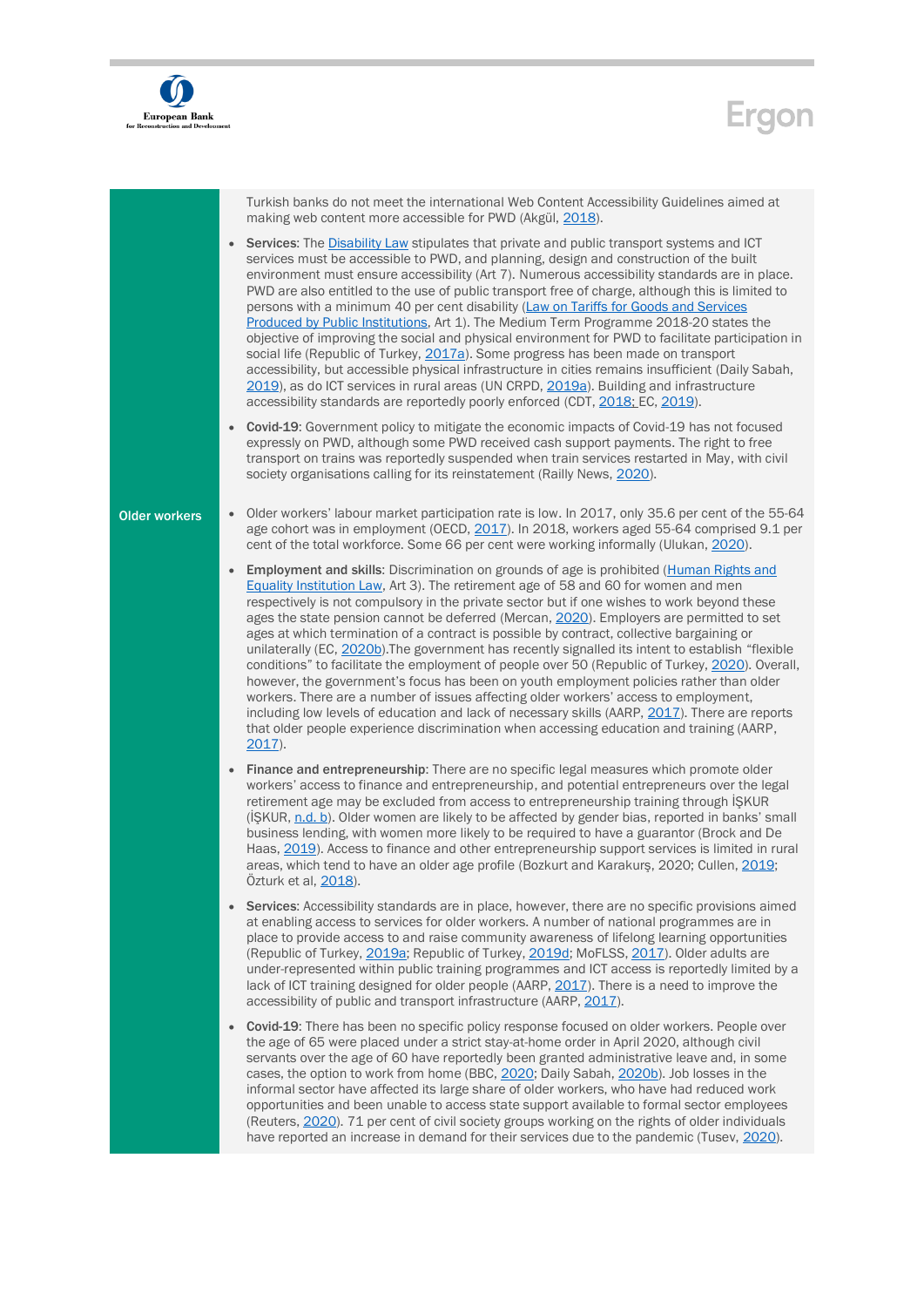| | |
|---|---|
| | Turkish banks do not meet the international Web Content Accessibility Guidelines aimed at making web content more accessible for PWD (Akgül, 2018).<br><br>• **Services**: The Disability Law stipulates that private and public transport systems and ICT services must be accessible to PWD, and planning, design and construction of the built environment must ensure accessibility (Art 7). Numerous accessibility standards are in place. PWD are also entitled to the use of public transport free of charge, although this is limited to persons with a minimum 40 per cent disability (Law on Tariffs for Goods and Services Produced by Public Institutions, Art 1). The Medium Term Programme 2018-20 states the objective of improving the social and physical environment for PWD to facilitate participation in social life (Republic of Turkey, 2017a). Some progress has been made on transport accessibility, but accessible physical infrastructure in cities remains insufficient (Daily Sabah, 2019), as do ICT services in rural areas (UN CRPD, 2019a). Building and infrastructure accessibility standards are reportedly poorly enforced (CDT, 2018; EC, 2019).<br><br>• **Covid-19**: Government policy to mitigate the economic impacts of Covid-19 has not focused expressly on PWD, although some PWD received cash support payments. The right to free transport on trains was reportedly suspended when train services restarted in May, with civil society organisations calling for its reinstatement (Railly News, 2020). |
| **Older workers** | • Older workers' labour market participation rate is low. In 2017, only 35.6 per cent of the 55-64 age cohort was in employment (OECD, 2017). In 2018, workers aged 55-64 comprised 9.1 per cent of the total workforce. Some 66 per cent were working informally (Ulukan, 2020).<br><br>• **Employment and skills**: Discrimination on grounds of age is prohibited (Human Rights and Equality Institution Law, Art 3). The retirement age of 58 and 60 for women and men respectively is not compulsory in the private sector but if one wishes to work beyond these ages the state pension cannot be deferred (Mercan, 2020). Employers are permitted to set ages at which termination of a contract is possible by contract, collective bargaining or unilaterally (EC, 2020b).The government has recently signalled its intent to establish "flexible conditions" to facilitate the employment of people over 50 (Republic of Turkey, 2020). Overall, however, the government's focus has been on youth employment policies rather than older workers. There are a number of issues affecting older workers' access to employment, including low levels of education and lack of necessary skills (AARP, 2017). There are reports that older people experience discrimination when accessing education and training (AARP, 2017).<br><br>• **Finance and entrepreneurship**: There are no specific legal measures which promote older workers' access to finance and entrepreneurship, and potential entrepreneurs over the legal retirement age may be excluded from access to entrepreneurship training through İŞKUR (İŞKUR, n.d. b). Older women are likely to be affected by gender bias, reported in banks' small business lending, with women more likely to be required to have a guarantor (Brock and De Haas, 2019). Access to finance and other entrepreneurship support services is limited in rural areas, which tend to have an older age profile (Bozkurt and Karakurş, 2020; Cullen, 2019; Özturk et al, 2018).<br><br>• **Services**: Accessibility standards are in place, however, there are no specific provisions aimed at enabling access to services for older workers. A number of national programmes are in place to provide access to and raise community awareness of lifelong learning opportunities (Republic of Turkey, 2019a; Republic of Turkey, 2019d; MoFLSS, 2017). Older adults are under-represented within public training programmes and ICT access is reportedly limited by a lack of ICT training designed for older people (AARP, 2017). There is a need to improve the accessibility of public and transport infrastructure (AARP, 2017).<br><br>• **Covid-19**: There has been no specific policy response focused on older workers. People over the age of 65 were placed under a strict stay-at-home order in April 2020, although civil servants over the age of 60 have reportedly been granted administrative leave and, in some cases, the option to work from home (BBC, 2020; Daily Sabah, 2020b). Job losses in the informal sector have affected its large share of older workers, who have had reduced work opportunities and been unable to access state support available to formal sector employees (Reuters, 2020). 71 per cent of civil society groups working on the rights of older individuals have reported an increase in demand for their services due to the pandemic (Tusev, 2020). |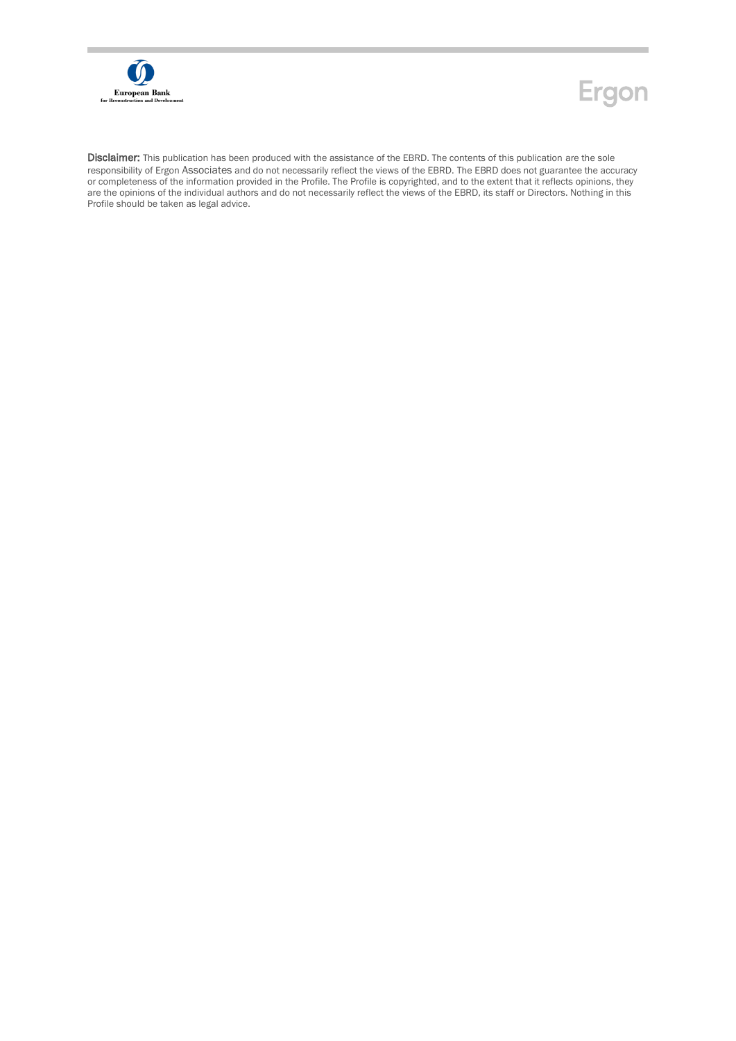**Disclaimer:** This publication has been produced with the assistance of the EBRD. The contents of this publication are the sole responsibility of Ergon Associates and do not necessarily reflect the views of the EBRD. The EBRD does not guarantee the accuracy or completeness of the information provided in the Profile. The Profile is copyrighted, and to the extent that it reflects opinions, they are the opinions of the individual authors and do not necessarily reflect the views of the EBRD, its staff or Directors. Nothing in this Profile should be taken as legal advice.